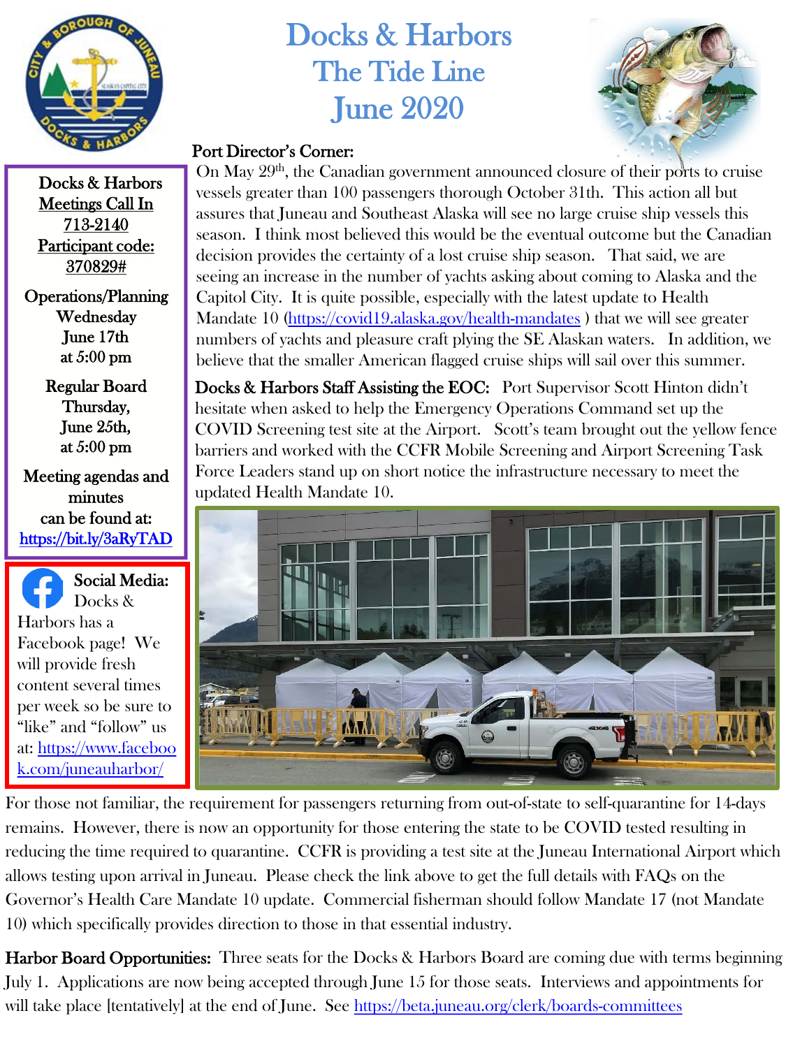# Docks & Harbors
## The Tide Line
## June 2020

**Port Director's Corner:**

On May 29th, the Canadian government announced closure of their ports to cruise vessels greater than 100 passengers thorough October 31th. This action all but assures that Juneau and Southeast Alaska will see no large cruise ship vessels this season. I think most believed this would be the eventual outcome but the Canadian decision provides the certainty of a lost cruise ship season. That said, we are seeing an increase in the number of yachts asking about coming to Alaska and the Capitol City. It is quite possible, especially with the latest update to Health Mandate 10 (https://covid19.alaska.gov/health-mandates ) that we will see greater numbers of yachts and pleasure craft plying the SE Alaskan waters. In addition, we believe that the smaller American flagged cruise ships will sail over this summer.

**Docks & Harbors Staff Assisting the EOC:** Port Supervisor Scott Hinton didn't hesitate when asked to help the Emergency Operations Command set up the COVID Screening test site at the Airport. Scott's team brought out the yellow fence barriers and worked with the CCFR Mobile Screening and Airport Screening Task Force Leaders stand up on short notice the infrastructure necessary to meet the updated Health Mandate 10.

For those not familiar, the requirement for passengers returning from out-of-state to self-quarantine for 14-days remains. However, there is now an opportunity for those entering the state to be COVID tested resulting in reducing the time required to quarantine. CCFR is providing a test site at the Juneau International Airport which allows testing upon arrival in Juneau. Please check the link above to get the full details with FAQs on the Governor's Health Care Mandate 10 update. Commercial fisherman should follow Mandate 17 (not Mandate 10) which specifically provides direction to those in that essential industry.

**Harbor Board Opportunities:** Three seats for the Docks & Harbors Board are coming due with terms beginning July 1. Applications are now being accepted through June 15 for those seats. Interviews and appointments for will take place [tentatively] at the end of June. See https://beta.juneau.org/clerk/boards-committees

---

**Docks & Harbors Meetings Call In 713-2140**
**Participant code: 370829#**

**Operations/Planning**
Wednesday
June 17th
at 5:00 pm

**Regular Board**
Thursday,
June 25th,
at 5:00 pm

Meeting agendas and minutes can be found at: https://bit.ly/3aRyTAD

---

**Social Media:** Docks & Harbors has a Facebook page! We will provide fresh content several times per week so be sure to "like" and "follow" us at: https://www.facebook.com/juneauharbor/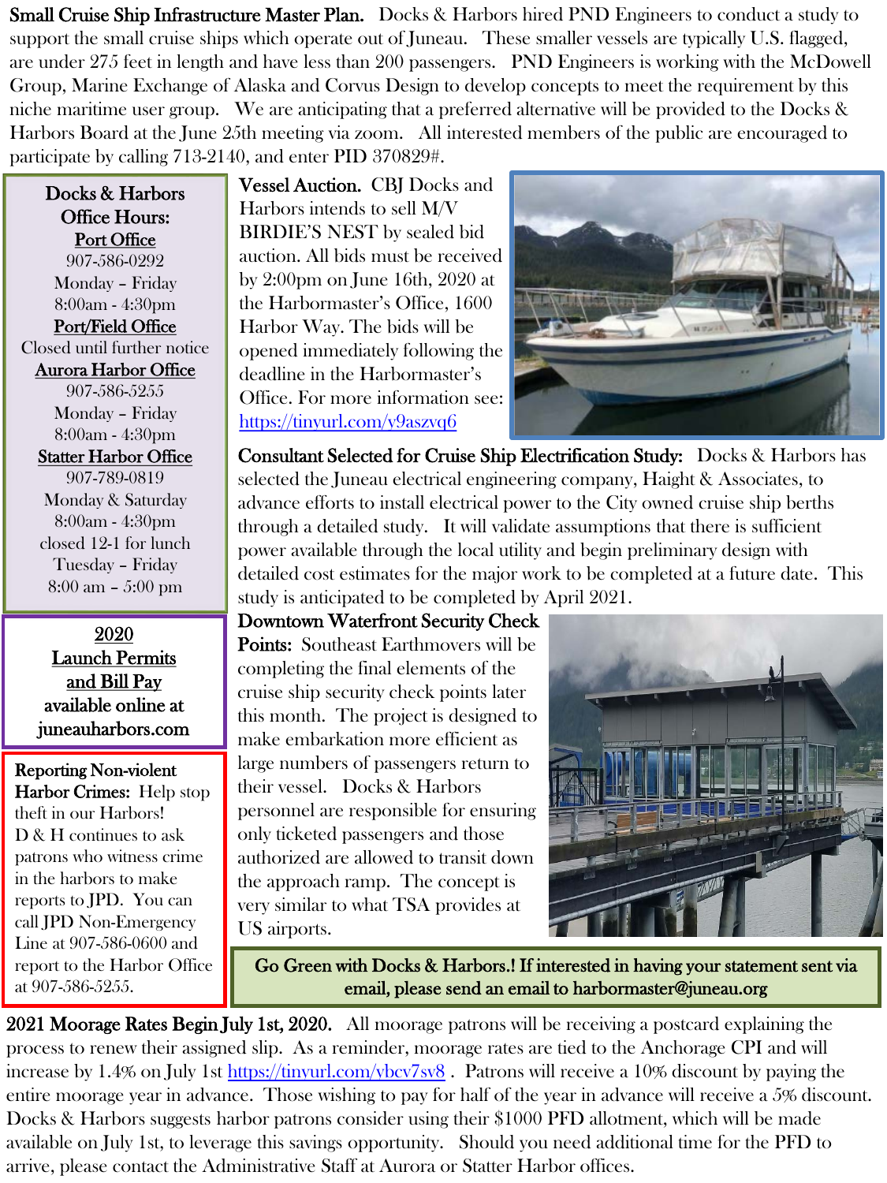**Small Cruise Ship Infrastructure Master Plan.** Docks & Harbors hired PND Engineers to conduct a study to support the small cruise ships which operate out of Juneau. These smaller vessels are typically U.S. flagged, are under 275 feet in length and have less than 200 passengers. PND Engineers is working with the McDowell Group, Marine Exchange of Alaska and Corvus Design to develop concepts to meet the requirement by this niche maritime user group. We are anticipating that a preferred alternative will be provided to the Docks & Harbors Board at the June 25th meeting via zoom. All interested members of the public are encouraged to participate by calling 713-2140, and enter PID 370829#.

**Docks & Harbors Office Hours:**

**Port Office**
907-586-0292
Monday – Friday
8:00am - 4:30pm

**Port/Field Office**
Closed until further notice

**Aurora Harbor Office**
907-586-5255
Monday – Friday
8:00am - 4:30pm

**Statter Harbor Office**
907-789-0819
Monday & Saturday
8:00am - 4:30pm
closed 12-1 for lunch
Tuesday – Friday
8:00 am – 5:00 pm

**2020 Launch Permits and Bill Pay available online at juneauharbors.com**

**Reporting Non-violent Harbor Crimes:** Help stop theft in our Harbors! D & H continues to ask patrons who witness crime in the harbors to make reports to JPD. You can call JPD Non-Emergency Line at 907-586-0600 and report to the Harbor Office at 907-586-5255.

**Vessel Auction.** CBJ Docks and Harbors intends to sell M/V BIRDIE'S NEST by sealed bid auction. All bids must be received by 2:00pm on June 16th, 2020 at the Harbormaster's Office, 1600 Harbor Way. The bids will be opened immediately following the deadline in the Harbormaster's Office. For more information see: https://tinyurl.com/y9aszvq6

**Consultant Selected for Cruise Ship Electrification Study:** Docks & Harbors has selected the Juneau electrical engineering company, Haight & Associates, to advance efforts to install electrical power to the City owned cruise ship berths through a detailed study. It will validate assumptions that there is sufficient power available through the local utility and begin preliminary design with detailed cost estimates for the major work to be completed at a future date. This study is anticipated to be completed by April 2021.

**Downtown Waterfront Security Check Points:** Southeast Earthmovers will be completing the final elements of the cruise ship security check points later this month. The project is designed to make embarkation more efficient as large numbers of passengers return to their vessel. Docks & Harbors personnel are responsible for ensuring only ticketed passengers and those authorized are allowed to transit down the approach ramp. The concept is very similar to what TSA provides at US airports.

**Go Green with Docks & Harbors.! If interested in having your statement sent via email, please send an email to harbormaster@juneau.org**

**2021 Moorage Rates Begin July 1st, 2020.** All moorage patrons will be receiving a postcard explaining the process to renew their assigned slip. As a reminder, moorage rates are tied to the Anchorage CPI and will increase by 1.4% on July 1st https://tinyurl.com/ybcv7sv8 . Patrons will receive a 10% discount by paying the entire moorage year in advance. Those wishing to pay for half of the year in advance will receive a 5% discount. Docks & Harbors suggests harbor patrons consider using their $1000 PFD allotment, which will be made available on July 1st, to leverage this savings opportunity. Should you need additional time for the PFD to arrive, please contact the Administrative Staff at Aurora or Statter Harbor offices.